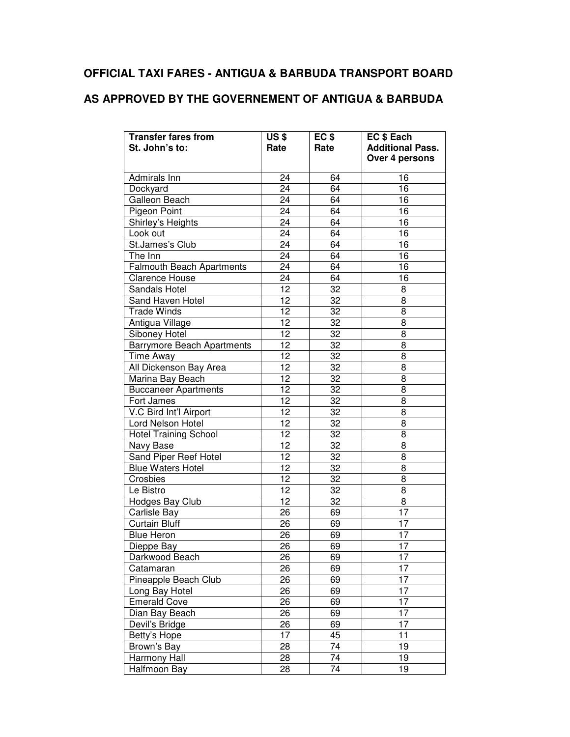## OFFICIAL TAXI FARES - ANTIGUA & BARBUDA TRANSPORT BOARD

## AS APPROVED BY THE GOVERNEMENT OF ANTIGUA & BARBUDA

| Transfer fares from St. John's to: | US $ Rate | EC $ Rate | EC $ Each Additional Pass. Over 4 persons |
|---|---|---|---|
| Admirals Inn | 24 | 64 | 16 |
| Dockyard | 24 | 64 | 16 |
| Galleon Beach | 24 | 64 | 16 |
| Pigeon Point | 24 | 64 | 16 |
| Shirley's Heights | 24 | 64 | 16 |
| Look out | 24 | 64 | 16 |
| St.James's Club | 24 | 64 | 16 |
| The Inn | 24 | 64 | 16 |
| Falmouth Beach Apartments | 24 | 64 | 16 |
| Clarence House | 24 | 64 | 16 |
| Sandals Hotel | 12 | 32 | 8 |
| Sand Haven Hotel | 12 | 32 | 8 |
| Trade Winds | 12 | 32 | 8 |
| Antigua Village | 12 | 32 | 8 |
| Siboney Hotel | 12 | 32 | 8 |
| Barrymore Beach Apartments | 12 | 32 | 8 |
| Time Away | 12 | 32 | 8 |
| All Dickenson Bay Area | 12 | 32 | 8 |
| Marina Bay Beach | 12 | 32 | 8 |
| Buccaneer Apartments | 12 | 32 | 8 |
| Fort James | 12 | 32 | 8 |
| V.C Bird Int'l Airport | 12 | 32 | 8 |
| Lord Nelson Hotel | 12 | 32 | 8 |
| Hotel Training School | 12 | 32 | 8 |
| Navy Base | 12 | 32 | 8 |
| Sand Piper Reef Hotel | 12 | 32 | 8 |
| Blue Waters Hotel | 12 | 32 | 8 |
| Crosbies | 12 | 32 | 8 |
| Le Bistro | 12 | 32 | 8 |
| Hodges Bay Club | 12 | 32 | 8 |
| Carlisle Bay | 26 | 69 | 17 |
| Curtain Bluff | 26 | 69 | 17 |
| Blue Heron | 26 | 69 | 17 |
| Dieppe Bay | 26 | 69 | 17 |
| Darkwood Beach | 26 | 69 | 17 |
| Catamaran | 26 | 69 | 17 |
| Pineapple Beach Club | 26 | 69 | 17 |
| Long Bay Hotel | 26 | 69 | 17 |
| Emerald Cove | 26 | 69 | 17 |
| Dian Bay Beach | 26 | 69 | 17 |
| Devil's Bridge | 26 | 69 | 17 |
| Betty's Hope | 17 | 45 | 11 |
| Brown's Bay | 28 | 74 | 19 |
| Harmony Hall | 28 | 74 | 19 |
| Halfmoon Bay | 28 | 74 | 19 |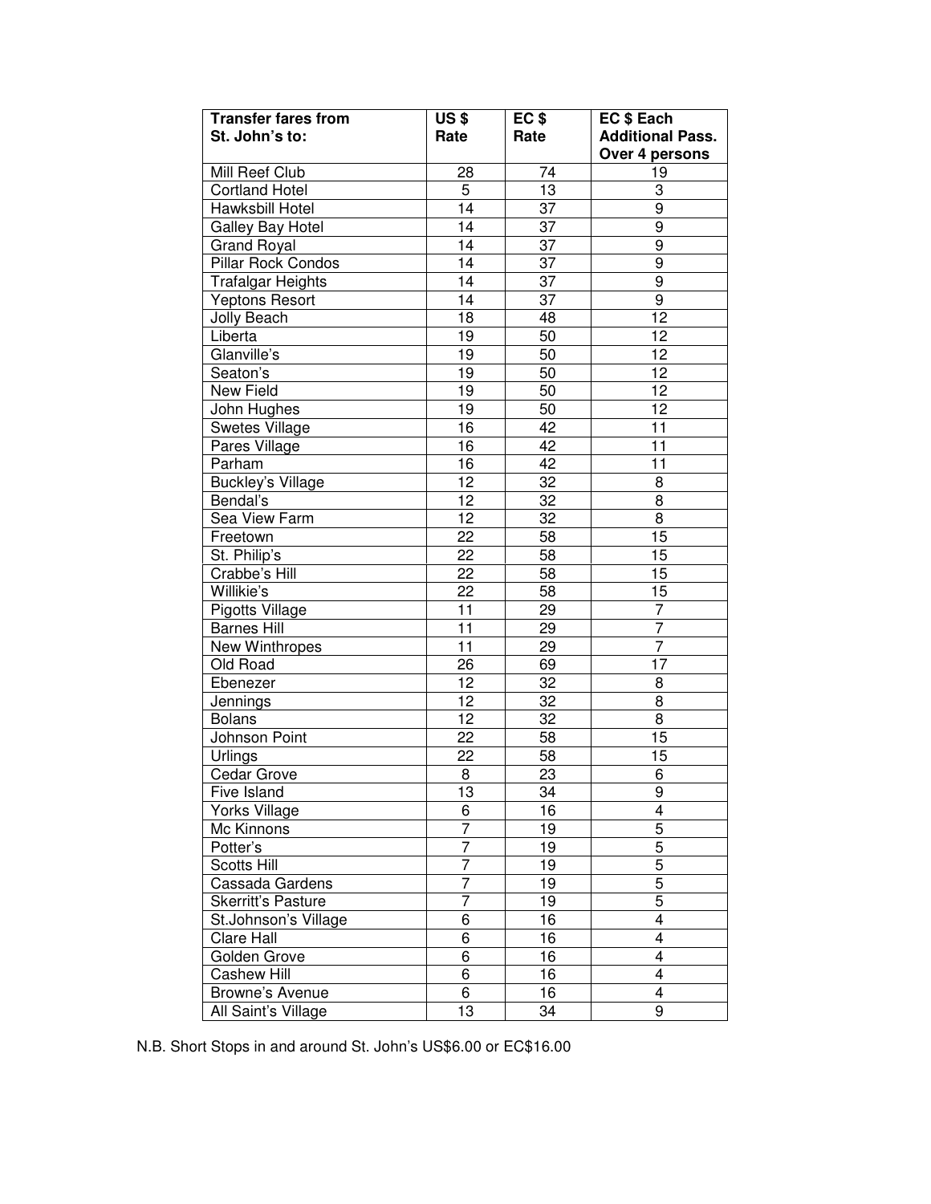| Transfer fares from St. John's to: | US $ Rate | EC $ Rate | EC $ Each Additional Pass. Over 4 persons |
|---|---|---|---|
| Mill Reef Club | 28 | 74 | 19 |
| Cortland Hotel | 5 | 13 | 3 |
| Hawksbill Hotel | 14 | 37 | 9 |
| Galley Bay Hotel | 14 | 37 | 9 |
| Grand Royal | 14 | 37 | 9 |
| Pillar Rock Condos | 14 | 37 | 9 |
| Trafalgar Heights | 14 | 37 | 9 |
| Yeptons Resort | 14 | 37 | 9 |
| Jolly Beach | 18 | 48 | 12 |
| Liberta | 19 | 50 | 12 |
| Glanville's | 19 | 50 | 12 |
| Seaton's | 19 | 50 | 12 |
| New Field | 19 | 50 | 12 |
| John Hughes | 19 | 50 | 12 |
| Swetes Village | 16 | 42 | 11 |
| Pares Village | 16 | 42 | 11 |
| Parham | 16 | 42 | 11 |
| Buckley's Village | 12 | 32 | 8 |
| Bendal's | 12 | 32 | 8 |
| Sea View Farm | 12 | 32 | 8 |
| Freetown | 22 | 58 | 15 |
| St. Philip's | 22 | 58 | 15 |
| Crabbe's Hill | 22 | 58 | 15 |
| Willikie's | 22 | 58 | 15 |
| Pigotts Village | 11 | 29 | 7 |
| Barnes Hill | 11 | 29 | 7 |
| New Winthropes | 11 | 29 | 7 |
| Old Road | 26 | 69 | 17 |
| Ebenezer | 12 | 32 | 8 |
| Jennings | 12 | 32 | 8 |
| Bolans | 12 | 32 | 8 |
| Johnson Point | 22 | 58 | 15 |
| Urlings | 22 | 58 | 15 |
| Cedar Grove | 8 | 23 | 6 |
| Five Island | 13 | 34 | 9 |
| Yorks Village | 6 | 16 | 4 |
| Mc Kinnons | 7 | 19 | 5 |
| Potter's | 7 | 19 | 5 |
| Scotts Hill | 7 | 19 | 5 |
| Cassada Gardens | 7 | 19 | 5 |
| Skerritt's Pasture | 7 | 19 | 5 |
| St.Johnson's Village | 6 | 16 | 4 |
| Clare Hall | 6 | 16 | 4 |
| Golden Grove | 6 | 16 | 4 |
| Cashew Hill | 6 | 16 | 4 |
| Browne's Avenue | 6 | 16 | 4 |
| All Saint's Village | 13 | 34 | 9 |

N.B. Short Stops in and around St. John's US$6.00 or EC$16.00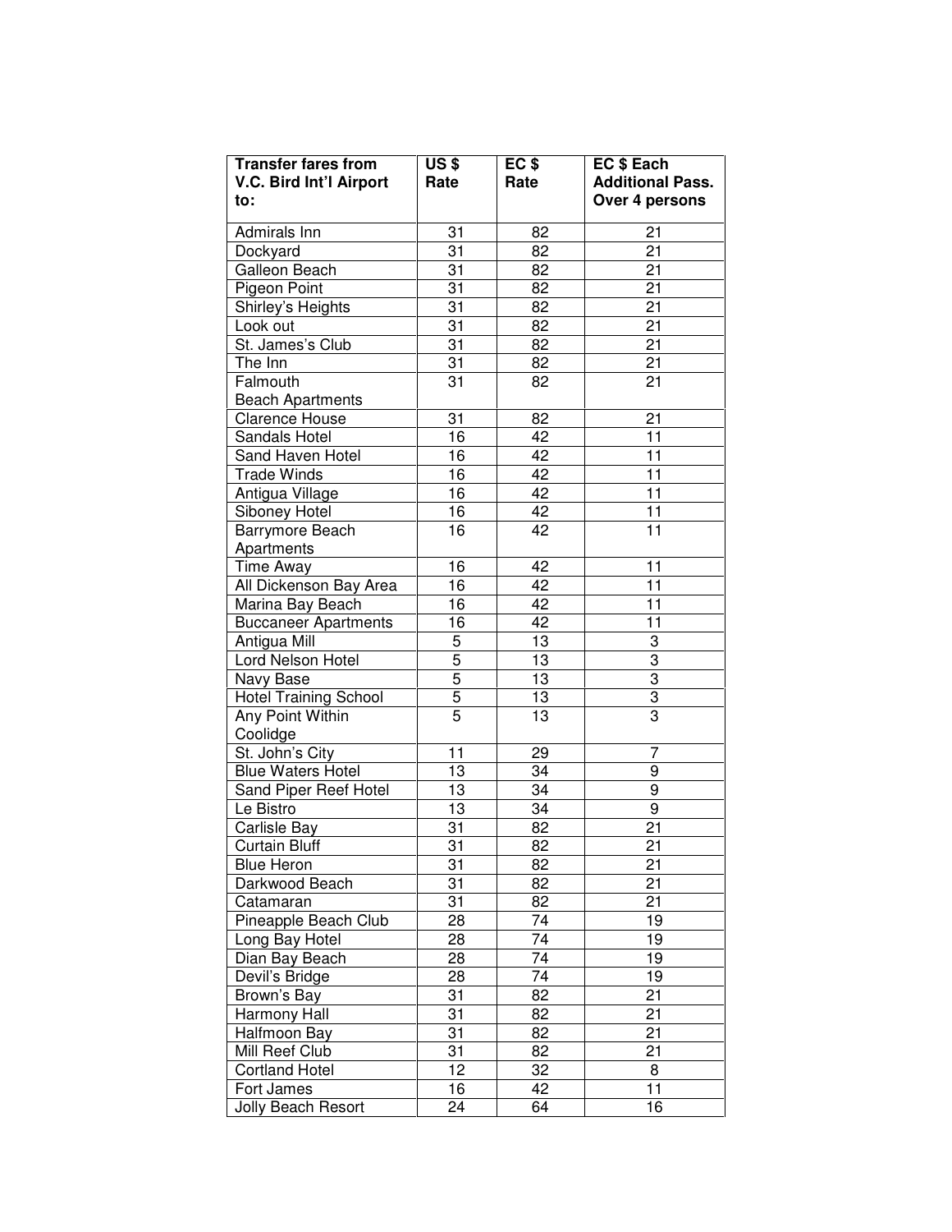| Transfer fares from V.C. Bird Int'l Airport to: | US $ Rate | EC $ Rate | EC $ Each Additional Pass. Over 4 persons |
|---|---|---|---|
| Admirals Inn | 31 | 82 | 21 |
| Dockyard | 31 | 82 | 21 |
| Galleon Beach | 31 | 82 | 21 |
| Pigeon Point | 31 | 82 | 21 |
| Shirley's Heights | 31 | 82 | 21 |
| Look out | 31 | 82 | 21 |
| St. James's Club | 31 | 82 | 21 |
| The Inn | 31 | 82 | 21 |
| Falmouth Beach Apartments | 31 | 82 | 21 |
| Clarence House | 31 | 82 | 21 |
| Sandals Hotel | 16 | 42 | 11 |
| Sand Haven Hotel | 16 | 42 | 11 |
| Trade Winds | 16 | 42 | 11 |
| Antigua Village | 16 | 42 | 11 |
| Siboney Hotel | 16 | 42 | 11 |
| Barrymore Beach Apartments | 16 | 42 | 11 |
| Time Away | 16 | 42 | 11 |
| All Dickenson Bay Area | 16 | 42 | 11 |
| Marina Bay Beach | 16 | 42 | 11 |
| Buccaneer Apartments | 16 | 42 | 11 |
| Antigua Mill | 5 | 13 | 3 |
| Lord Nelson Hotel | 5 | 13 | 3 |
| Navy Base | 5 | 13 | 3 |
| Hotel Training School | 5 | 13 | 3 |
| Any Point Within Coolidge | 5 | 13 | 3 |
| St. John's City | 11 | 29 | 7 |
| Blue Waters Hotel | 13 | 34 | 9 |
| Sand Piper Reef Hotel | 13 | 34 | 9 |
| Le Bistro | 13 | 34 | 9 |
| Carlisle Bay | 31 | 82 | 21 |
| Curtain Bluff | 31 | 82 | 21 |
| Blue Heron | 31 | 82 | 21 |
| Darkwood Beach | 31 | 82 | 21 |
| Catamaran | 31 | 82 | 21 |
| Pineapple Beach Club | 28 | 74 | 19 |
| Long Bay Hotel | 28 | 74 | 19 |
| Dian Bay Beach | 28 | 74 | 19 |
| Devil's Bridge | 28 | 74 | 19 |
| Brown's Bay | 31 | 82 | 21 |
| Harmony Hall | 31 | 82 | 21 |
| Halfmoon Bay | 31 | 82 | 21 |
| Mill Reef Club | 31 | 82 | 21 |
| Cortland Hotel | 12 | 32 | 8 |
| Fort James | 16 | 42 | 11 |
| Jolly Beach Resort | 24 | 64 | 16 |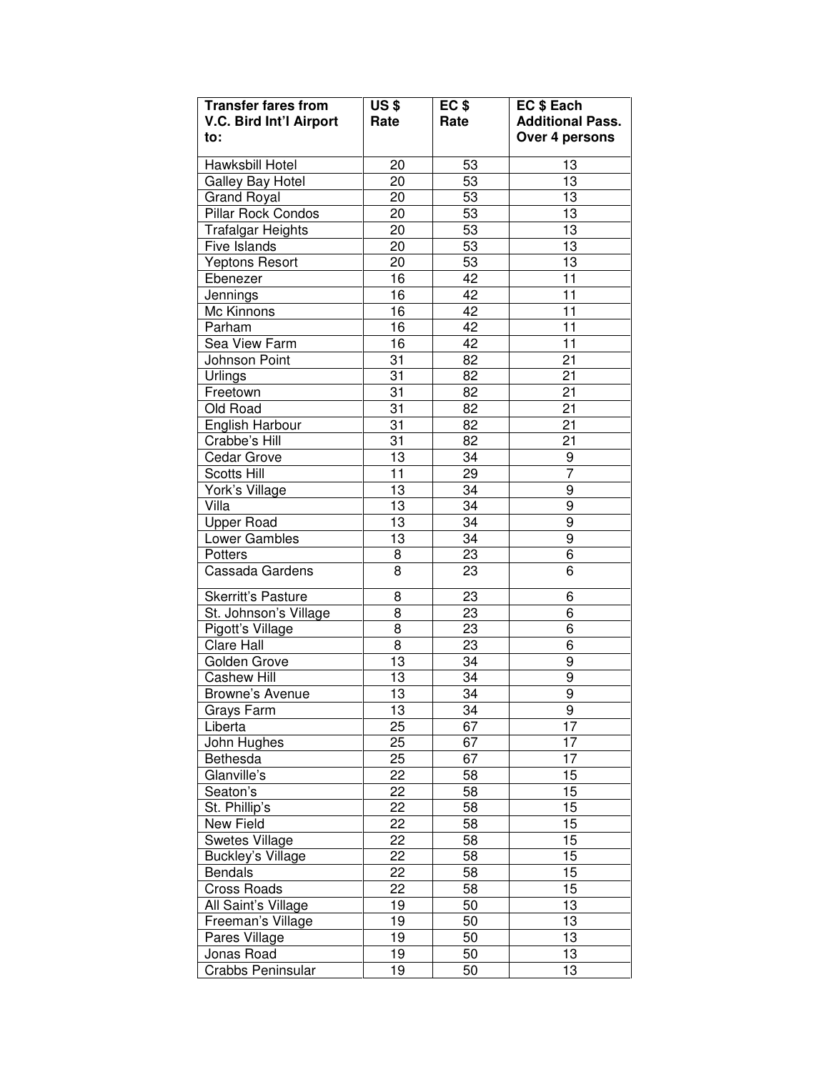| Transfer fares from V.C. Bird Int'l Airport to: | US $ Rate | EC $ Rate | EC $ Each Additional Pass. Over 4 persons |
|---|---|---|---|
| Hawksbill Hotel | 20 | 53 | 13 |
| Galley Bay Hotel | 20 | 53 | 13 |
| Grand Royal | 20 | 53 | 13 |
| Pillar Rock Condos | 20 | 53 | 13 |
| Trafalgar Heights | 20 | 53 | 13 |
| Five Islands | 20 | 53 | 13 |
| Yeptons Resort | 20 | 53 | 13 |
| Ebenezer | 16 | 42 | 11 |
| Jennings | 16 | 42 | 11 |
| Mc Kinnons | 16 | 42 | 11 |
| Parham | 16 | 42 | 11 |
| Sea View Farm | 16 | 42 | 11 |
| Johnson Point | 31 | 82 | 21 |
| Urlings | 31 | 82 | 21 |
| Freetown | 31 | 82 | 21 |
| Old Road | 31 | 82 | 21 |
| English Harbour | 31 | 82 | 21 |
| Crabbe's Hill | 31 | 82 | 21 |
| Cedar Grove | 13 | 34 | 9 |
| Scotts Hill | 11 | 29 | 7 |
| York's Village | 13 | 34 | 9 |
| Villa | 13 | 34 | 9 |
| Upper Road | 13 | 34 | 9 |
| Lower Gambles | 13 | 34 | 9 |
| Potters | 8 | 23 | 6 |
| Cassada Gardens | 8 | 23 | 6 |
| Skerritt's Pasture | 8 | 23 | 6 |
| St. Johnson's Village | 8 | 23 | 6 |
| Pigott's Village | 8 | 23 | 6 |
| Clare Hall | 8 | 23 | 6 |
| Golden Grove | 13 | 34 | 9 |
| Cashew Hill | 13 | 34 | 9 |
| Browne's Avenue | 13 | 34 | 9 |
| Grays Farm | 13 | 34 | 9 |
| Liberta | 25 | 67 | 17 |
| John Hughes | 25 | 67 | 17 |
| Bethesda | 25 | 67 | 17 |
| Glanville's | 22 | 58 | 15 |
| Seaton's | 22 | 58 | 15 |
| St. Phillip's | 22 | 58 | 15 |
| New Field | 22 | 58 | 15 |
| Swetes Village | 22 | 58 | 15 |
| Buckley's Village | 22 | 58 | 15 |
| Bendals | 22 | 58 | 15 |
| Cross Roads | 22 | 58 | 15 |
| All Saint's Village | 19 | 50 | 13 |
| Freeman's Village | 19 | 50 | 13 |
| Pares Village | 19 | 50 | 13 |
| Jonas Road | 19 | 50 | 13 |
| Crabbs Peninsular | 19 | 50 | 13 |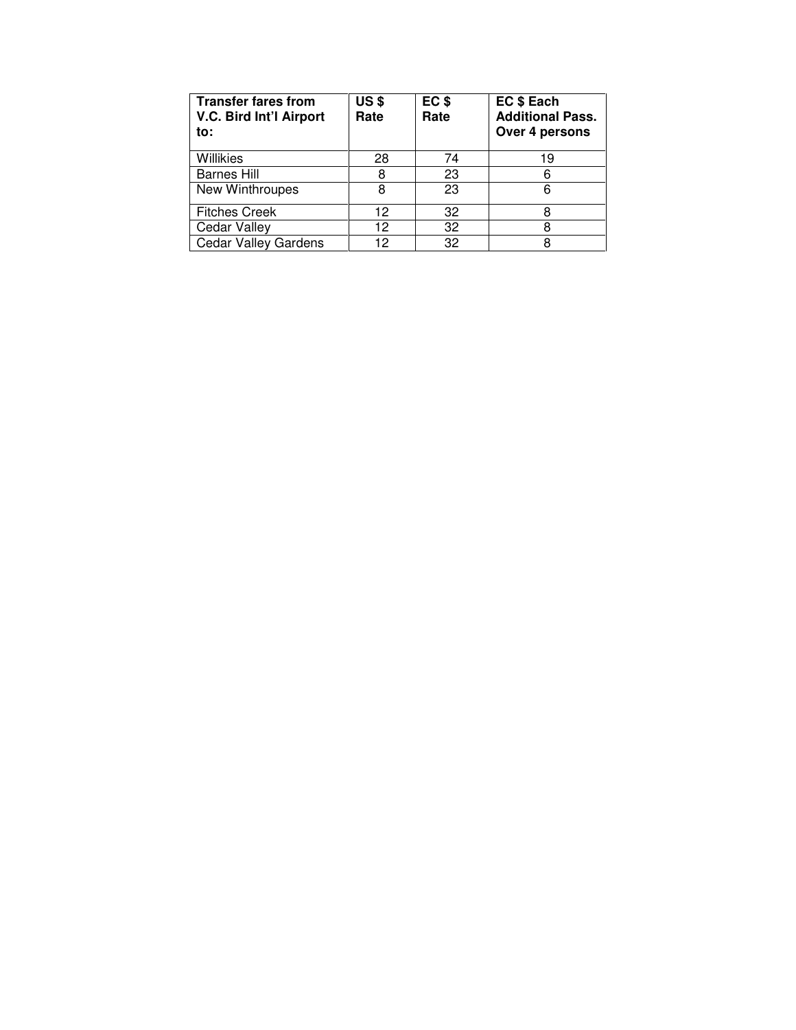| Transfer fares from V.C. Bird Int'l Airport to: | US $ Rate | EC $ Rate | EC $ Each Additional Pass. Over 4 persons |
|---|---|---|---|
| Willikies | 28 | 74 | 19 |
| Barnes Hill | 8 | 23 | 6 |
| New Winthroupes | 8 | 23 | 6 |
| Fitches Creek | 12 | 32 | 8 |
| Cedar Valley | 12 | 32 | 8 |
| Cedar Valley Gardens | 12 | 32 | 8 |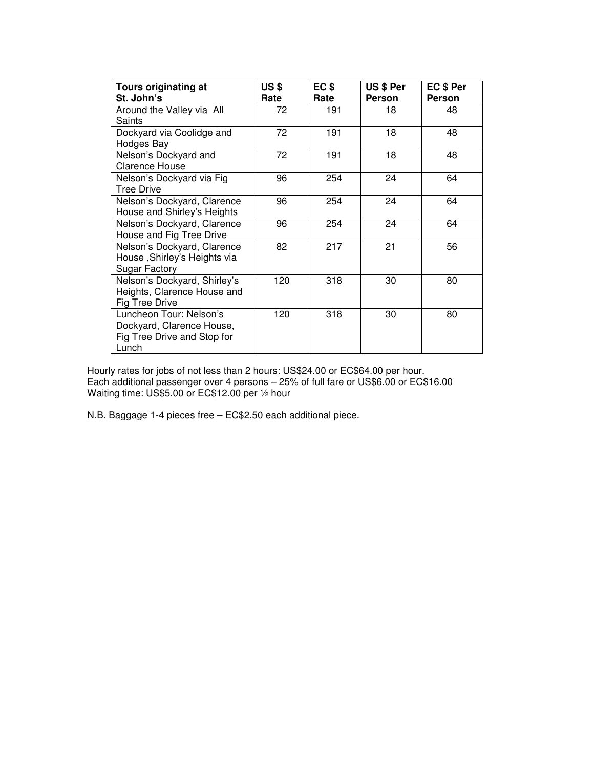| Tours originating at St. John's | US $ Rate | EC $ Rate | US $ Per Person | EC $ Per Person |
|---|---|---|---|---|
| Around the Valley via All Saints | 72 | 191 | 18 | 48 |
| Dockyard via Coolidge and Hodges Bay | 72 | 191 | 18 | 48 |
| Nelson's Dockyard and Clarence House | 72 | 191 | 18 | 48 |
| Nelson's Dockyard via Fig Tree Drive | 96 | 254 | 24 | 64 |
| Nelson's Dockyard, Clarence House and Shirley's Heights | 96 | 254 | 24 | 64 |
| Nelson's Dockyard, Clarence House and Fig Tree Drive | 96 | 254 | 24 | 64 |
| Nelson's Dockyard, Clarence House ,Shirley's Heights via Sugar Factory | 82 | 217 | 21 | 56 |
| Nelson's Dockyard, Shirley's Heights, Clarence House and Fig Tree Drive | 120 | 318 | 30 | 80 |
| Luncheon Tour: Nelson's Dockyard, Clarence House, Fig Tree Drive and Stop for Lunch | 120 | 318 | 30 | 80 |

Hourly rates for jobs of not less than 2 hours: US$24.00 or EC$64.00 per hour.
Each additional passenger over 4 persons – 25% of full fare or US$6.00 or EC$16.00
Waiting time: US$5.00 or EC$12.00 per ½ hour

N.B. Baggage 1-4 pieces free – EC$2.50 each additional piece.